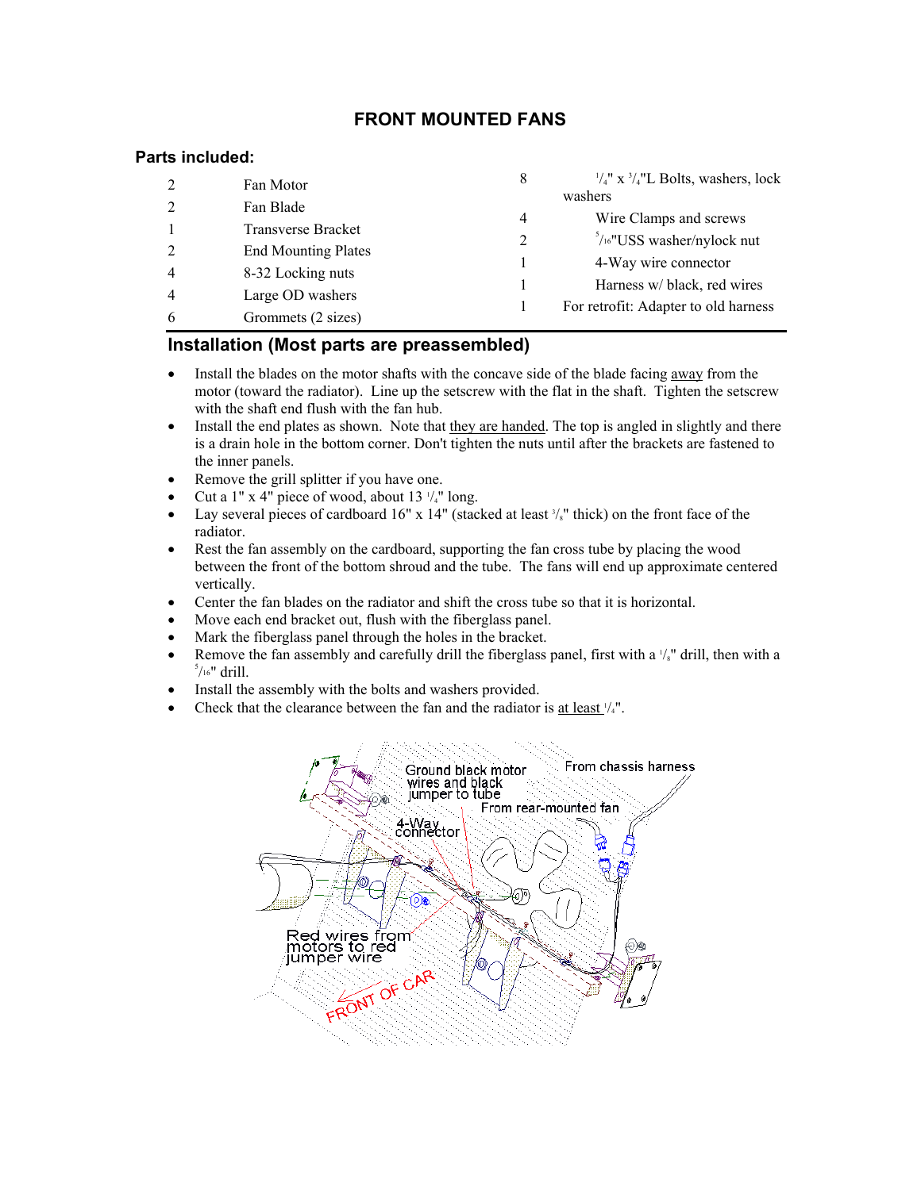# FRONT MOUNTED FANS

## Parts included:

| Qty | Part | Qty | Part |
|---|---|---|---|
| 2 | Fan Motor | 8 | 1/4" x 3/4"L Bolts, washers, lock washers |
| 2 | Fan Blade | 4 | Wire Clamps and screws |
| 1 | Transverse Bracket | 2 | 5/16"USS washer/nylock nut |
| 2 | End Mounting Plates | 1 | 4-Way wire connector |
| 4 | 8-32 Locking nuts | 1 | Harness w/ black, red wires |
| 4 | Large OD washers | 1 | For retrofit: Adapter to old harness |
| 6 | Grommets (2 sizes) | | |

## Installation (Most parts are preassembled)

- Install the blades on the motor shafts with the concave side of the blade facing away from the motor (toward the radiator). Line up the setscrew with the flat in the shaft. Tighten the setscrew with the shaft end flush with the fan hub.
- Install the end plates as shown. Note that they are handed. The top is angled in slightly and there is a drain hole in the bottom corner. Don't tighten the nuts until after the brackets are fastened to the inner panels.
- Remove the grill splitter if you have one.
- Cut a 1" x 4" piece of wood, about 13 1/4" long.
- Lay several pieces of cardboard 16" x 14" (stacked at least 3/8" thick) on the front face of the radiator.
- Rest the fan assembly on the cardboard, supporting the fan cross tube by placing the wood between the front of the bottom shroud and the tube. The fans will end up approximate centered vertically.
- Center the fan blades on the radiator and shift the cross tube so that it is horizontal.
- Move each end bracket out, flush with the fiberglass panel.
- Mark the fiberglass panel through the holes in the bracket.
- Remove the fan assembly and carefully drill the fiberglass panel, first with a 1/8" drill, then with a 5/16" drill.
- Install the assembly with the bolts and washers provided.
- Check that the clearance between the fan and the radiator is at least 1/4".

Ground black motor wires and black jumper to tube

From chassis harness

From rear-mounted fan

4-Way connector

Red wires from motors to red jumper wire

FRONT OF CAR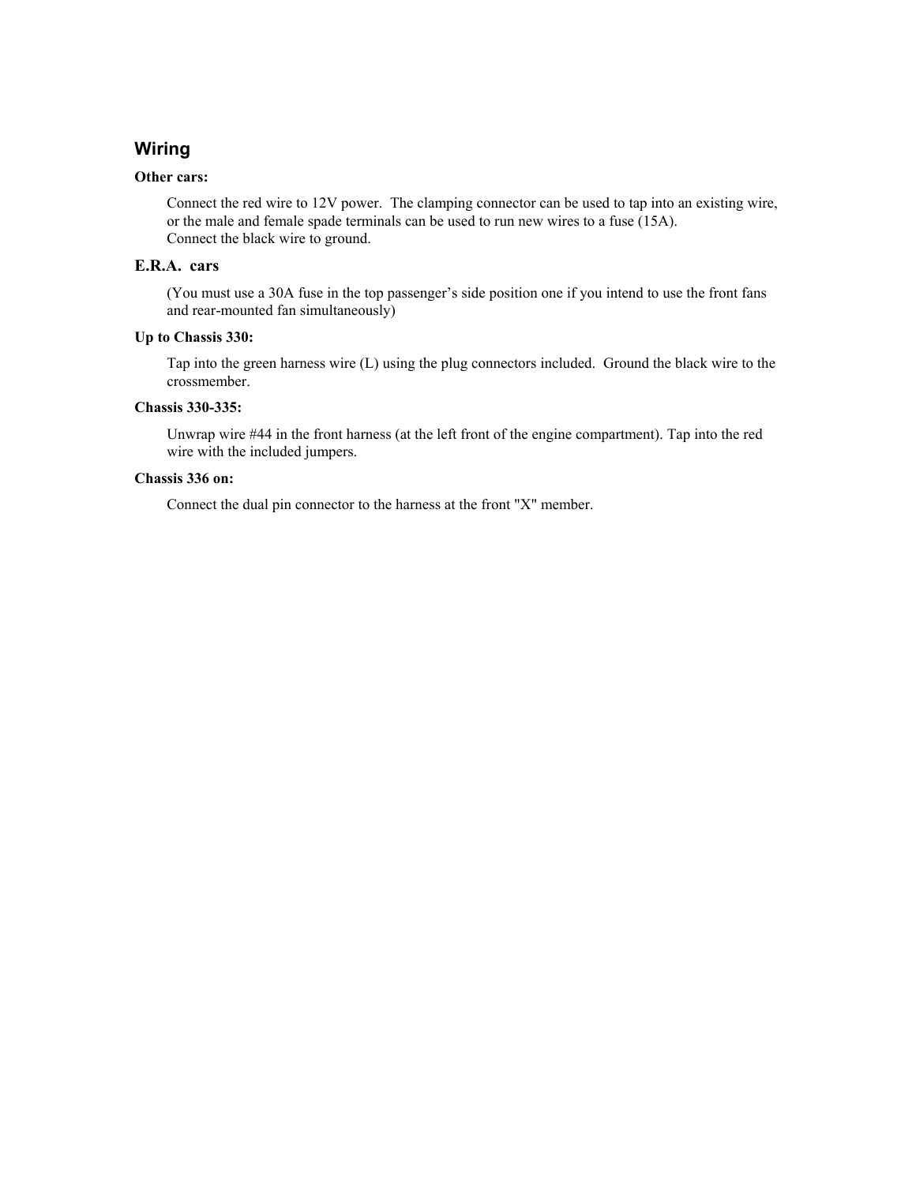## Wiring

**Other cars:**

Connect the red wire to 12V power. The clamping connector can be used to tap into an existing wire, or the male and female spade terminals can be used to run new wires to a fuse (15A).
Connect the black wire to ground.

### E.R.A. cars

(You must use a 30A fuse in the top passenger's side position one if you intend to use the front fans and rear-mounted fan simultaneously)

**Up to Chassis 330:**

Tap into the green harness wire (L) using the plug connectors included. Ground the black wire to the crossmember.

**Chassis 330-335:**

Unwrap wire #44 in the front harness (at the left front of the engine compartment). Tap into the red wire with the included jumpers.

**Chassis 336 on:**

Connect the dual pin connector to the harness at the front "X" member.